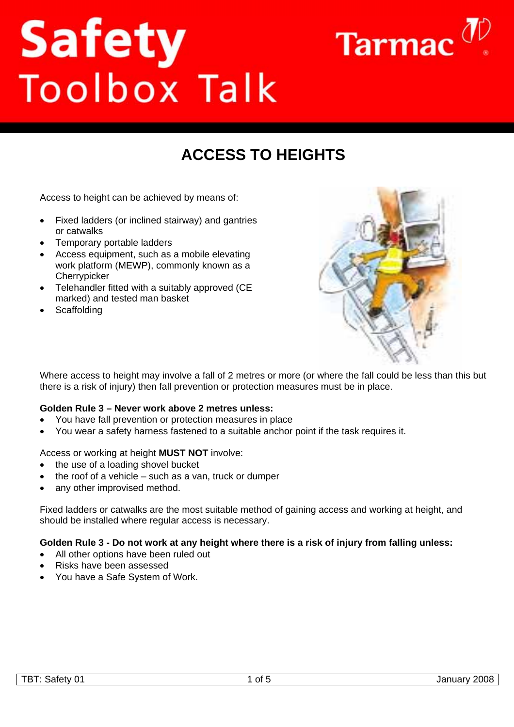# Safety Toolbox Talk

Tarmac

## ACCESS TO HEIGHTS

Access to height can be achieved by means of:

- Fixed ladders (or inclined stairway) and gantries or catwalks
- Temporary portable ladders
- Access equipment, such as a mobile elevating work platform (MEWP), commonly known as a Cherrypicker
- Telehandler fitted with a suitably approved (CE marked) and tested man basket
- Scaffolding

Where access to height may involve a fall of 2 metres or more (or where the fall could be less than this but there is a risk of injury) then fall prevention or protection measures must be in place.

**Golden Rule 3 – Never work above 2 metres unless:**

- You have fall prevention or protection measures in place
- You wear a safety harness fastened to a suitable anchor point if the task requires it.

Access or working at height **MUST NOT** involve:

- the use of a loading shovel bucket
- the roof of a vehicle – such as a van, truck or dumper
- any other improvised method.

Fixed ladders or catwalks are the most suitable method of gaining access and working at height, and should be installed where regular access is necessary.

**Golden Rule 3 - Do not work at any height where there is a risk of injury from falling unless:**

- All other options have been ruled out
- Risks have been assessed
- You have a Safe System of Work.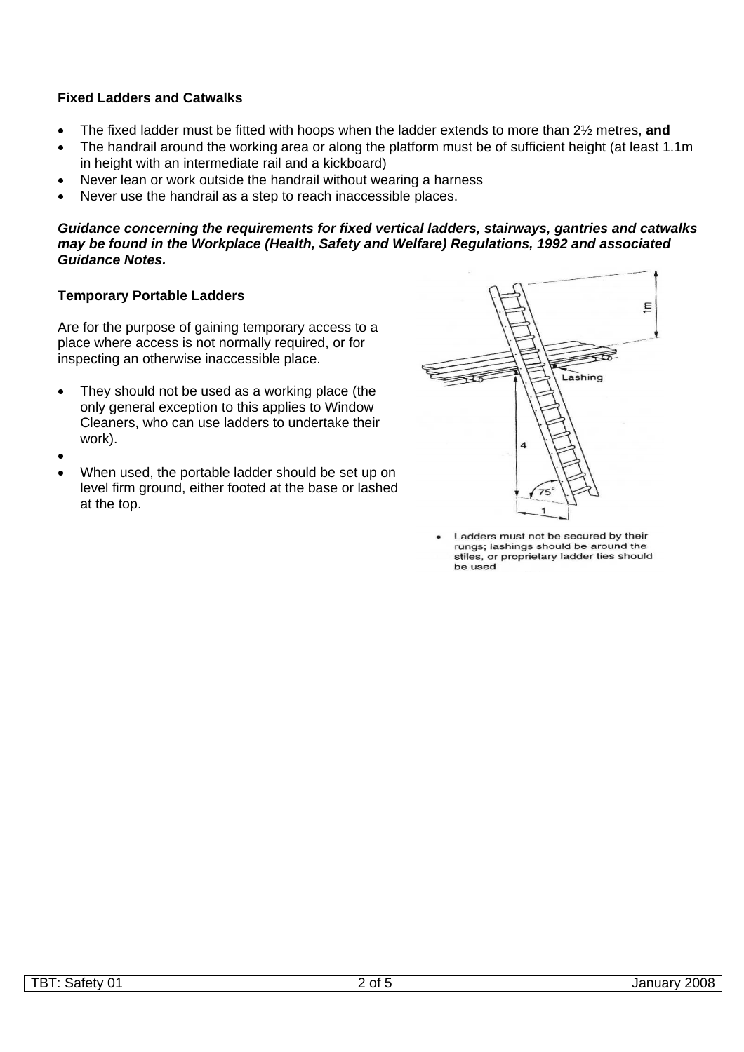**Fixed Ladders and Catwalks**

- The fixed ladder must be fitted with hoops when the ladder extends to more than 2½ metres, **and**
- The handrail around the working area or along the platform must be of sufficient height (at least 1.1m in height with an intermediate rail and a kickboard)
- Never lean or work outside the handrail without wearing a harness
- Never use the handrail as a step to reach inaccessible places.

***Guidance concerning the requirements for fixed vertical ladders, stairways, gantries and catwalks may be found in the Workplace (Health, Safety and Welfare) Regulations, 1992 and associated Guidance Notes.***

**Temporary Portable Ladders**

Are for the purpose of gaining temporary access to a place where access is not normally required, or for inspecting an otherwise inaccessible place.

- They should not be used as a working place (the only general exception to this applies to Window Cleaners, who can use ladders to undertake their work).
- 
- When used, the portable ladder should be set up on level firm ground, either footed at the base or lashed at the top.

- Ladders must not be secured by their rungs; lashings should be around the stiles, or proprietary ladder ties should be used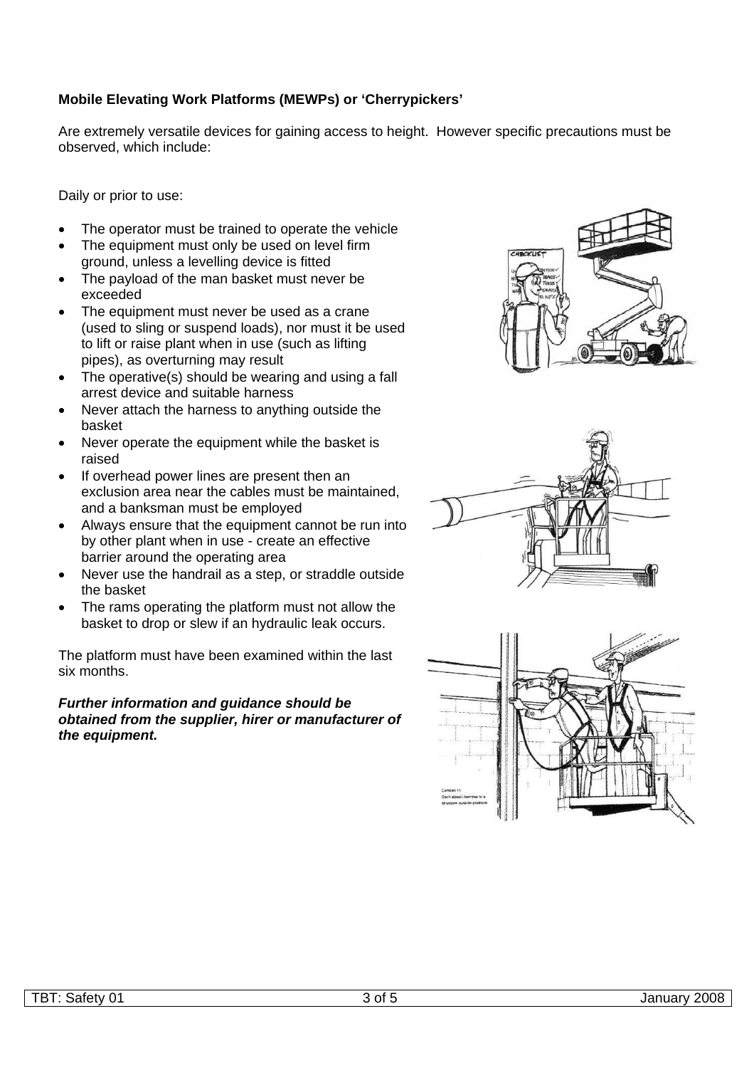**Mobile Elevating Work Platforms (MEWPs) or 'Cherrypickers'**

Are extremely versatile devices for gaining access to height. However specific precautions must be observed, which include:

Daily or prior to use:

- The operator must be trained to operate the vehicle
- The equipment must only be used on level firm ground, unless a levelling device is fitted
- The payload of the man basket must never be exceeded
- The equipment must never be used as a crane (used to sling or suspend loads), nor must it be used to lift or raise plant when in use (such as lifting pipes), as overturning may result
- The operative(s) should be wearing and using a fall arrest device and suitable harness
- Never attach the harness to anything outside the basket
- Never operate the equipment while the basket is raised
- If overhead power lines are present then an exclusion area near the cables must be maintained, and a banksman must be employed
- Always ensure that the equipment cannot be run into by other plant when in use - create an effective barrier around the operating area
- Never use the handrail as a step, or straddle outside the basket
- The rams operating the platform must not allow the basket to drop or slew if an hydraulic leak occurs.

The platform must have been examined within the last six months.

***Further information and guidance should be obtained from the supplier, hirer or manufacturer of the equipment.***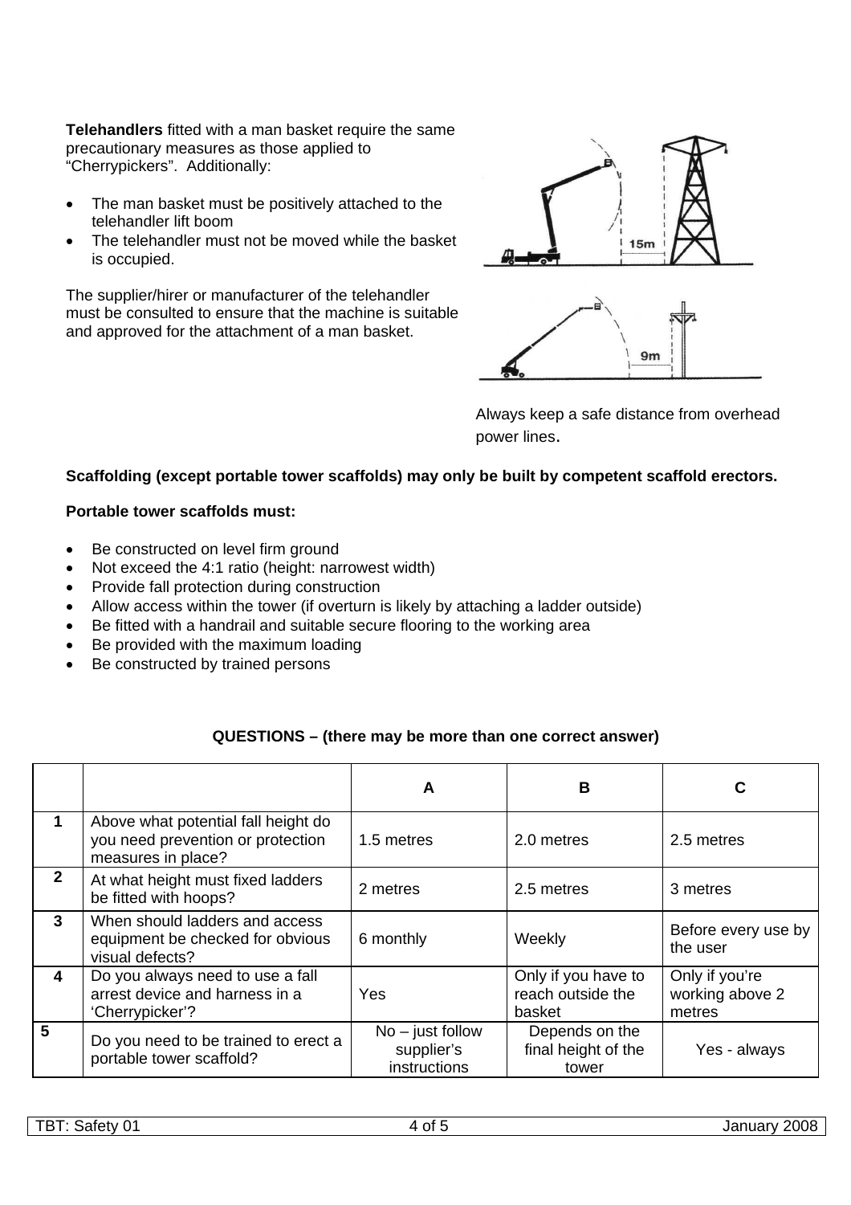**Telehandlers** fitted with a man basket require the same precautionary measures as those applied to "Cherrypickers". Additionally:

- The man basket must be positively attached to the telehandler lift boom
- The telehandler must not be moved while the basket is occupied.

The supplier/hirer or manufacturer of the telehandler must be consulted to ensure that the machine is suitable and approved for the attachment of a man basket.

Always keep a safe distance from overhead power lines.

**Scaffolding (except portable tower scaffolds) may only be built by competent scaffold erectors.**

**Portable tower scaffolds must:**

- Be constructed on level firm ground
- Not exceed the 4:1 ratio (height: narrowest width)
- Provide fall protection during construction
- Allow access within the tower (if overturn is likely by attaching a ladder outside)
- Be fitted with a handrail and suitable secure flooring to the working area
- Be provided with the maximum loading
- Be constructed by trained persons

**QUESTIONS – (there may be more than one correct answer)**

| | | A | B | C |
|---|---|---|---|---|
| **1** | Above what potential fall height do you need prevention or protection measures in place? | 1.5 metres | 2.0 metres | 2.5 metres |
| **2** | At what height must fixed ladders be fitted with hoops? | 2 metres | 2.5 metres | 3 metres |
| **3** | When should ladders and access equipment be checked for obvious visual defects? | 6 monthly | Weekly | Before every use by the user |
| **4** | Do you always need to use a fall arrest device and harness in a 'Cherrypicker'? | Yes | Only if you have to reach outside the basket | Only if you're working above 2 metres |
| **5** | Do you need to be trained to erect a portable tower scaffold? | No – just follow supplier's instructions | Depends on the final height of the tower | Yes - always |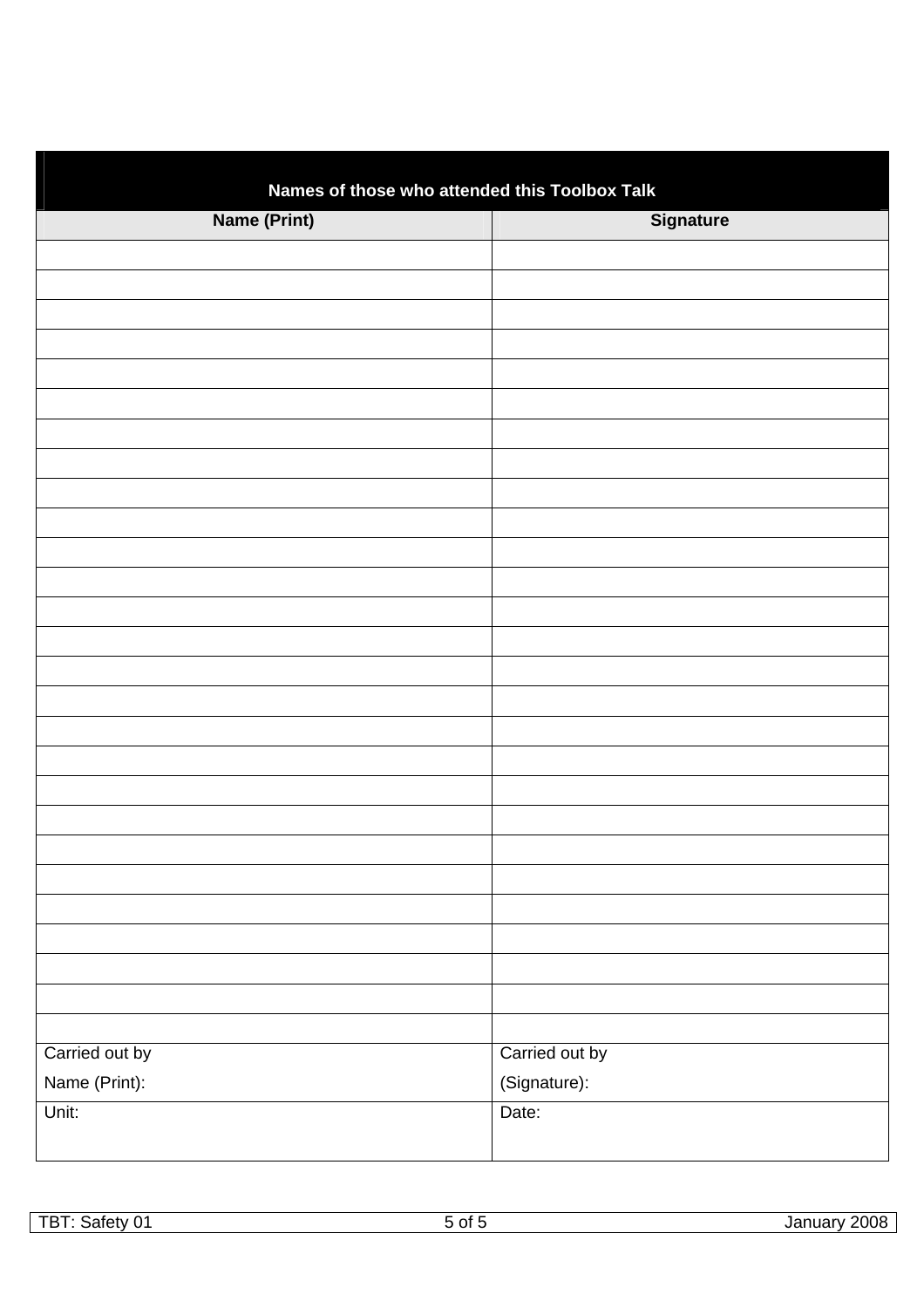| Names of those who attended this Toolbox Talk | |
|---|---|
| **Name (Print)** | **Signature** |
| | |
| | |
| | |
| | |
| | |
| | |
| | |
| | |
| | |
| | |
| | |
| | |
| | |
| | |
| | |
| | |
| | |
| | |
| | |
| | |
| | |
| | |
| | |
| | |
| | |
| | |
| | |
| Carried out by Name (Print): | Carried out by (Signature): |
| Unit: | Date: |